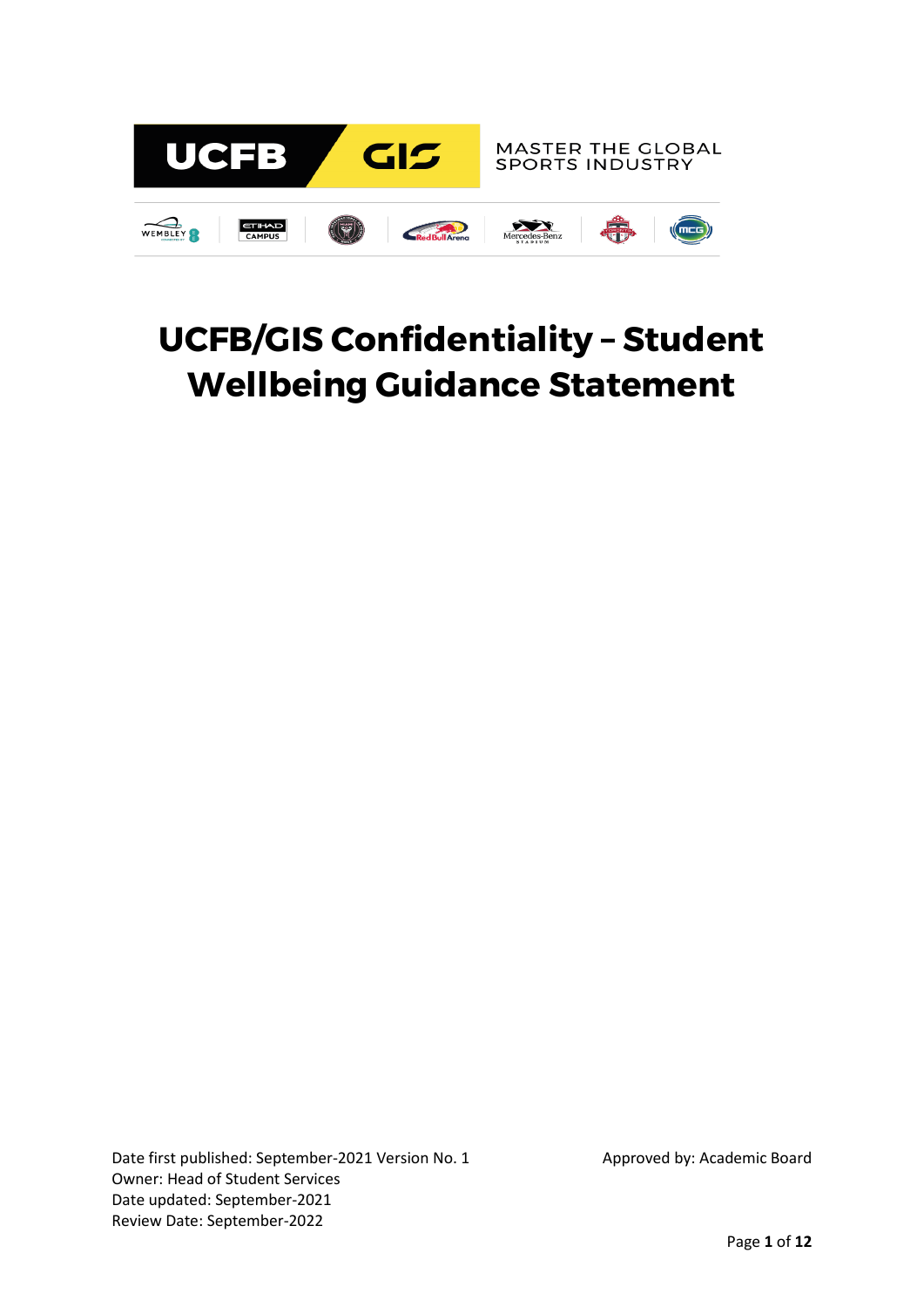UCFB GIS

MASTER THE GLOBAL SPORTS INDUSTRY

# UCFB/GIS Confidentiality – Student Wellbeing Guidance Statement

Date first published: September-2021 Version No. 1
Owner: Head of Student Services
Date updated: September-2021
Review Date: September-2022

Approved by: Academic Board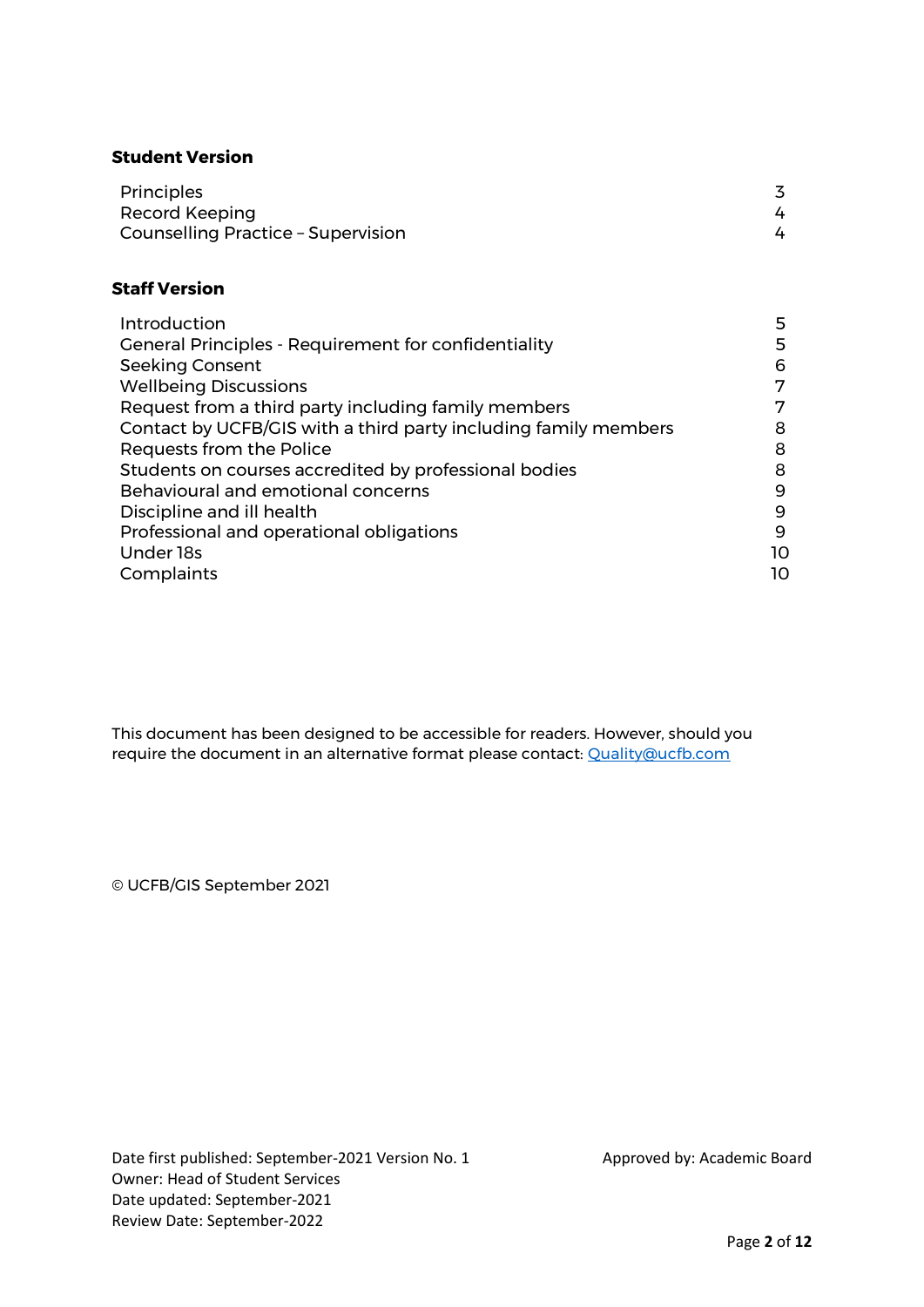**Student Version**

| | |
|---|---|
| Principles | 3 |
| Record Keeping | 4 |
| Counselling Practice – Supervision | 4 |

**Staff Version**

| | |
|---|---|
| Introduction | 5 |
| General Principles - Requirement for confidentiality | 5 |
| Seeking Consent | 6 |
| Wellbeing Discussions | 7 |
| Request from a third party including family members | 7 |
| Contact by UCFB/GIS with a third party including family members | 8 |
| Requests from the Police | 8 |
| Students on courses accredited by professional bodies | 8 |
| Behavioural and emotional concerns | 9 |
| Discipline and ill health | 9 |
| Professional and operational obligations | 9 |
| Under 18s | 10 |
| Complaints | 10 |

This document has been designed to be accessible for readers. However, should you require the document in an alternative format please contact: [Quality@ucfb.com](mailto:Quality@ucfb.com)

© UCFB/GIS September 2021

Date first published: September-2021 Version No. 1
Owner: Head of Student Services
Date updated: September-2021
Review Date: September-2022

Approved by: Academic Board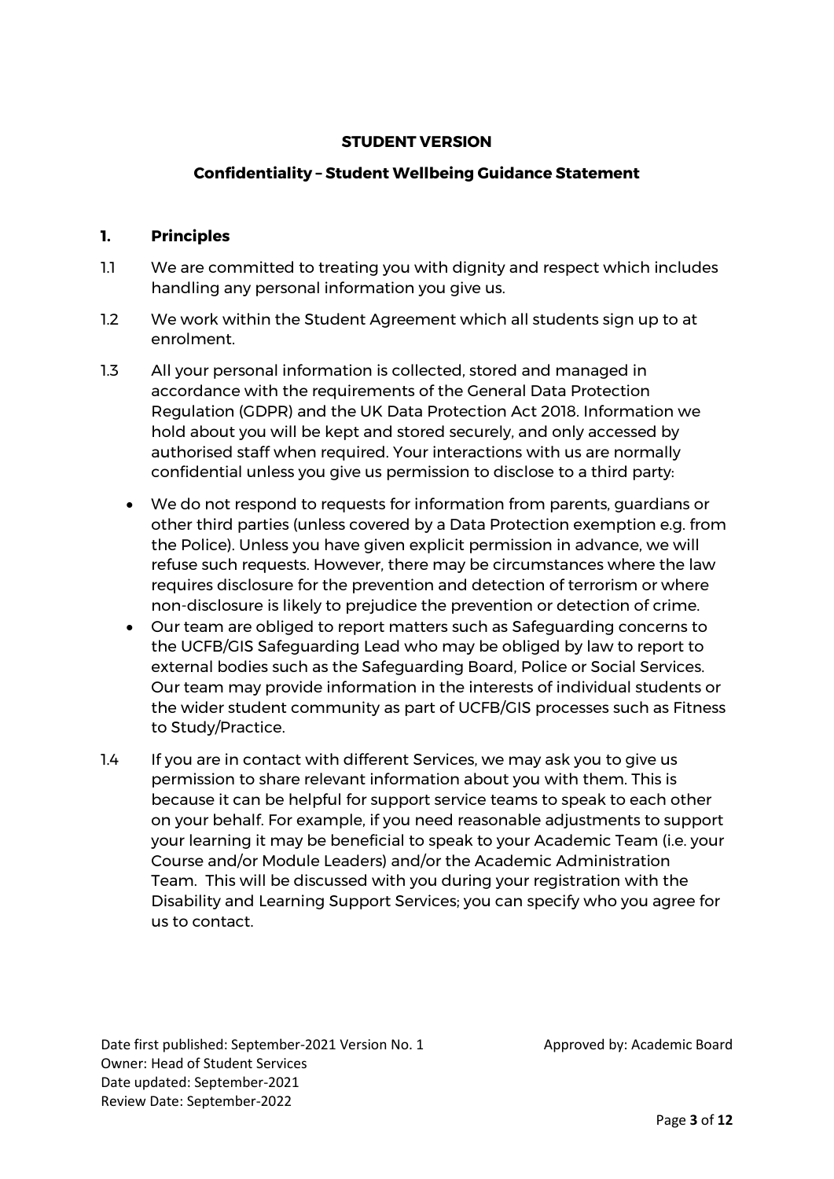**STUDENT VERSION**

## Confidentiality – Student Wellbeing Guidance Statement

### 1. Principles

1.1 We are committed to treating you with dignity and respect which includes handling any personal information you give us.

1.2 We work within the Student Agreement which all students sign up to at enrolment.

1.3 All your personal information is collected, stored and managed in accordance with the requirements of the General Data Protection Regulation (GDPR) and the UK Data Protection Act 2018. Information we hold about you will be kept and stored securely, and only accessed by authorised staff when required. Your interactions with us are normally confidential unless you give us permission to disclose to a third party:

- We do not respond to requests for information from parents, guardians or other third parties (unless covered by a Data Protection exemption e.g. from the Police). Unless you have given explicit permission in advance, we will refuse such requests. However, there may be circumstances where the law requires disclosure for the prevention and detection of terrorism or where non-disclosure is likely to prejudice the prevention or detection of crime.
- Our team are obliged to report matters such as Safeguarding concerns to the UCFB/GIS Safeguarding Lead who may be obliged by law to report to external bodies such as the Safeguarding Board, Police or Social Services. Our team may provide information in the interests of individual students or the wider student community as part of UCFB/GIS processes such as Fitness to Study/Practice.

1.4 If you are in contact with different Services, we may ask you to give us permission to share relevant information about you with them. This is because it can be helpful for support service teams to speak to each other on your behalf. For example, if you need reasonable adjustments to support your learning it may be beneficial to speak to your Academic Team (i.e. your Course and/or Module Leaders) and/or the Academic Administration Team. This will be discussed with you during your registration with the Disability and Learning Support Services; you can specify who you agree for us to contact.

Date first published: September-2021 Version No. 1
Approved by: Academic Board
Owner: Head of Student Services
Date updated: September-2021
Review Date: September-2022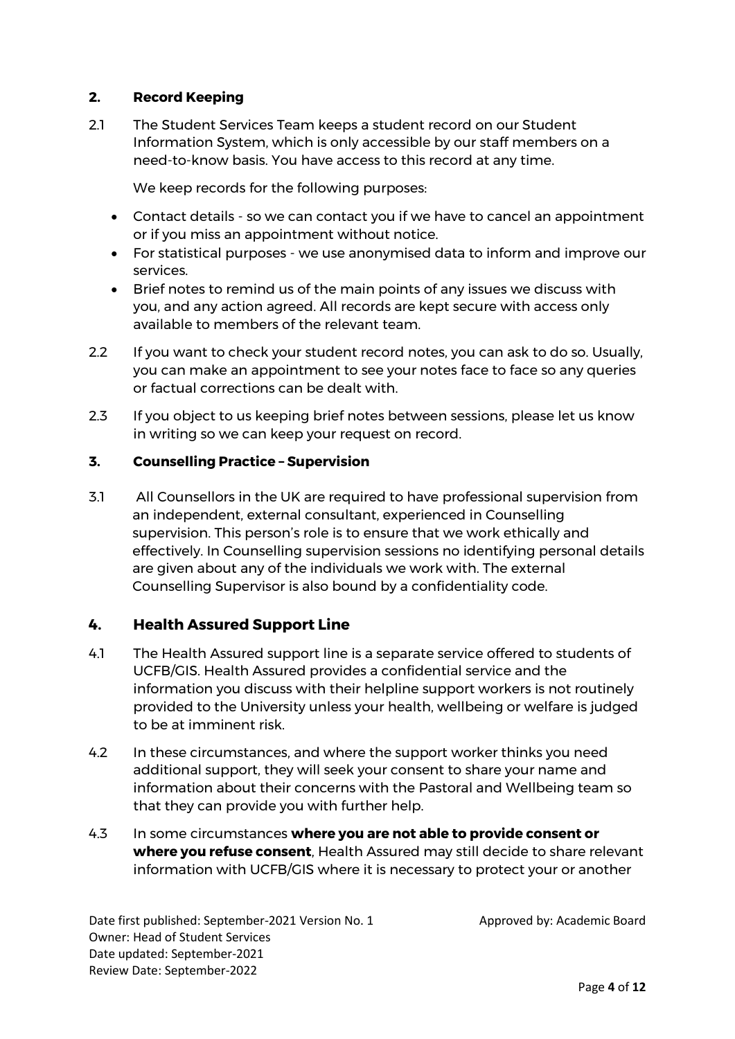## 2. Record Keeping

2.1 The Student Services Team keeps a student record on our Student Information System, which is only accessible by our staff members on a need-to-know basis. You have access to this record at any time.

We keep records for the following purposes:

- Contact details - so we can contact you if we have to cancel an appointment or if you miss an appointment without notice.
- For statistical purposes - we use anonymised data to inform and improve our services.
- Brief notes to remind us of the main points of any issues we discuss with you, and any action agreed. All records are kept secure with access only available to members of the relevant team.

2.2 If you want to check your student record notes, you can ask to do so. Usually, you can make an appointment to see your notes face to face so any queries or factual corrections can be dealt with.

2.3 If you object to us keeping brief notes between sessions, please let us know in writing so we can keep your request on record.

## 3. Counselling Practice – Supervision

3.1 All Counsellors in the UK are required to have professional supervision from an independent, external consultant, experienced in Counselling supervision. This person's role is to ensure that we work ethically and effectively. In Counselling supervision sessions no identifying personal details are given about any of the individuals we work with. The external Counselling Supervisor is also bound by a confidentiality code.

## 4. Health Assured Support Line

4.1 The Health Assured support line is a separate service offered to students of UCFB/GIS. Health Assured provides a confidential service and the information you discuss with their helpline support workers is not routinely provided to the University unless your health, wellbeing or welfare is judged to be at imminent risk.

4.2 In these circumstances, and where the support worker thinks you need additional support, they will seek your consent to share your name and information about their concerns with the Pastoral and Wellbeing team so that they can provide you with further help.

4.3 In some circumstances **where you are not able to provide consent or where you refuse consent**, Health Assured may still decide to share relevant information with UCFB/GIS where it is necessary to protect your or another

Date first published: September-2021 Version No. 1 Approved by: Academic Board
Owner: Head of Student Services
Date updated: September-2021
Review Date: September-2022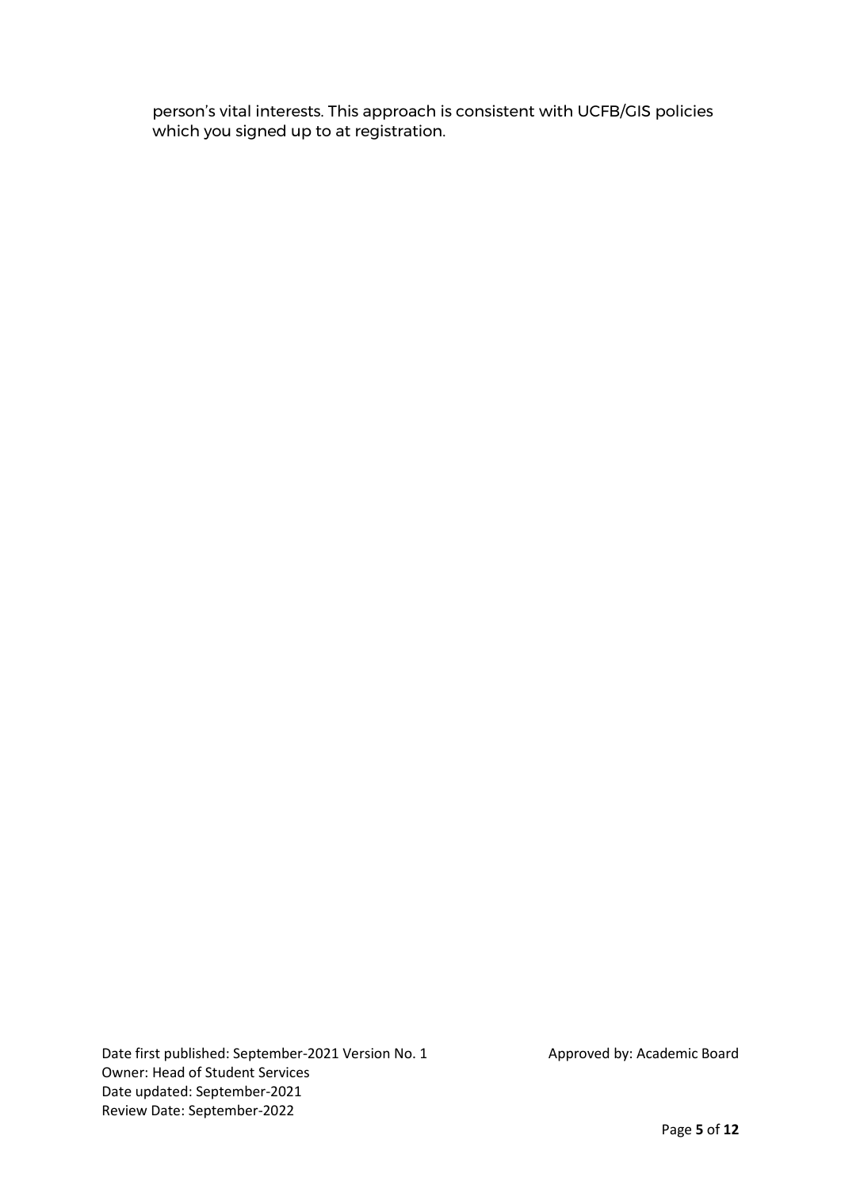person's vital interests. This approach is consistent with UCFB/GIS policies which you signed up to at registration.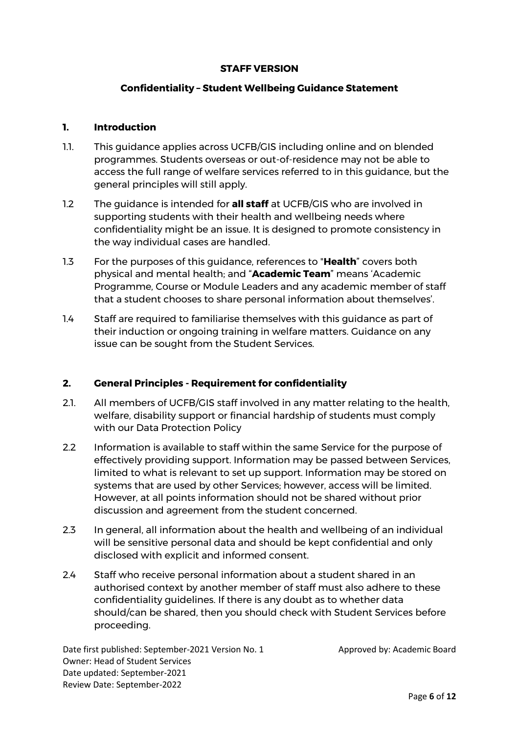**STAFF VERSION**

**Confidentiality – Student Wellbeing Guidance Statement**

## 1. Introduction

1.1. This guidance applies across UCFB/GIS including online and on blended programmes. Students overseas or out-of-residence may not be able to access the full range of welfare services referred to in this guidance, but the general principles will still apply.

1.2 The guidance is intended for **all staff** at UCFB/GIS who are involved in supporting students with their health and wellbeing needs where confidentiality might be an issue. It is designed to promote consistency in the way individual cases are handled.

1.3 For the purposes of this guidance, references to "**Health**" covers both physical and mental health; and "**Academic Team**" means 'Academic Programme, Course or Module Leaders and any academic member of staff that a student chooses to share personal information about themselves'.

1.4 Staff are required to familiarise themselves with this guidance as part of their induction or ongoing training in welfare matters. Guidance on any issue can be sought from the Student Services.

## 2. General Principles - Requirement for confidentiality

2.1. All members of UCFB/GIS staff involved in any matter relating to the health, welfare, disability support or financial hardship of students must comply with our Data Protection Policy

2.2 Information is available to staff within the same Service for the purpose of effectively providing support. Information may be passed between Services, limited to what is relevant to set up support. Information may be stored on systems that are used by other Services; however, access will be limited. However, at all points information should not be shared without prior discussion and agreement from the student concerned.

2.3 In general, all information about the health and wellbeing of an individual will be sensitive personal data and should be kept confidential and only disclosed with explicit and informed consent.

2.4 Staff who receive personal information about a student shared in an authorised context by another member of staff must also adhere to these confidentiality guidelines. If there is any doubt as to whether data should/can be shared, then you should check with Student Services before proceeding.

Date first published: September-2021 Version No. 1  
Approved by: Academic Board  
Owner: Head of Student Services  
Date updated: September-2021  
Review Date: September-2022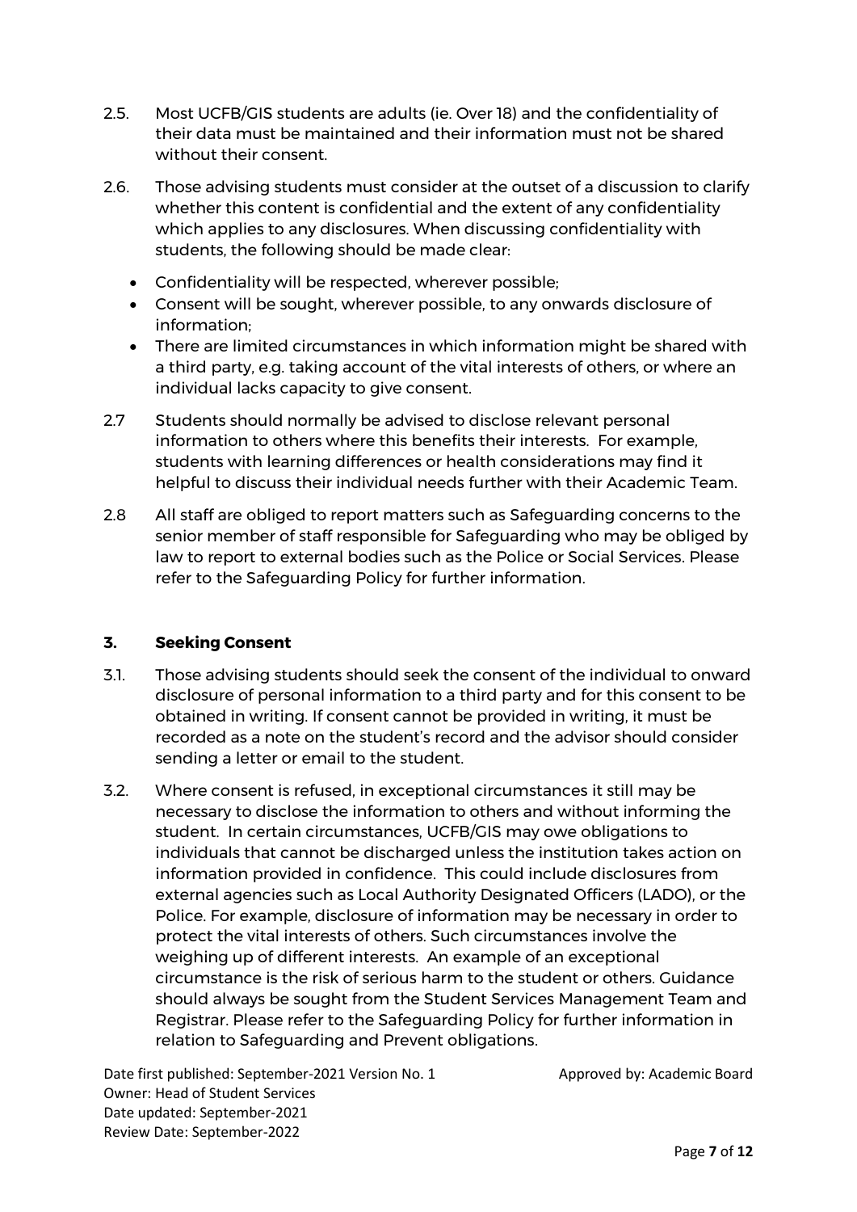2.5. Most UCFB/GIS students are adults (ie. Over 18) and the confidentiality of their data must be maintained and their information must not be shared without their consent.

2.6. Those advising students must consider at the outset of a discussion to clarify whether this content is confidential and the extent of any confidentiality which applies to any disclosures. When discussing confidentiality with students, the following should be made clear:

- Confidentiality will be respected, wherever possible;
- Consent will be sought, wherever possible, to any onwards disclosure of information;
- There are limited circumstances in which information might be shared with a third party, e.g. taking account of the vital interests of others, or where an individual lacks capacity to give consent.

2.7 Students should normally be advised to disclose relevant personal information to others where this benefits their interests. For example, students with learning differences or health considerations may find it helpful to discuss their individual needs further with their Academic Team.

2.8 All staff are obliged to report matters such as Safeguarding concerns to the senior member of staff responsible for Safeguarding who may be obliged by law to report to external bodies such as the Police or Social Services. Please refer to the Safeguarding Policy for further information.

### 3. Seeking Consent

3.1. Those advising students should seek the consent of the individual to onward disclosure of personal information to a third party and for this consent to be obtained in writing. If consent cannot be provided in writing, it must be recorded as a note on the student's record and the advisor should consider sending a letter or email to the student.

3.2. Where consent is refused, in exceptional circumstances it still may be necessary to disclose the information to others and without informing the student. In certain circumstances, UCFB/GIS may owe obligations to individuals that cannot be discharged unless the institution takes action on information provided in confidence. This could include disclosures from external agencies such as Local Authority Designated Officers (LADO), or the Police. For example, disclosure of information may be necessary in order to protect the vital interests of others. Such circumstances involve the weighing up of different interests. An example of an exceptional circumstance is the risk of serious harm to the student or others. Guidance should always be sought from the Student Services Management Team and Registrar. Please refer to the Safeguarding Policy for further information in relation to Safeguarding and Prevent obligations.

Date first published: September-2021 Version No. 1 Approved by: Academic Board
Owner: Head of Student Services
Date updated: September-2021
Review Date: September-2022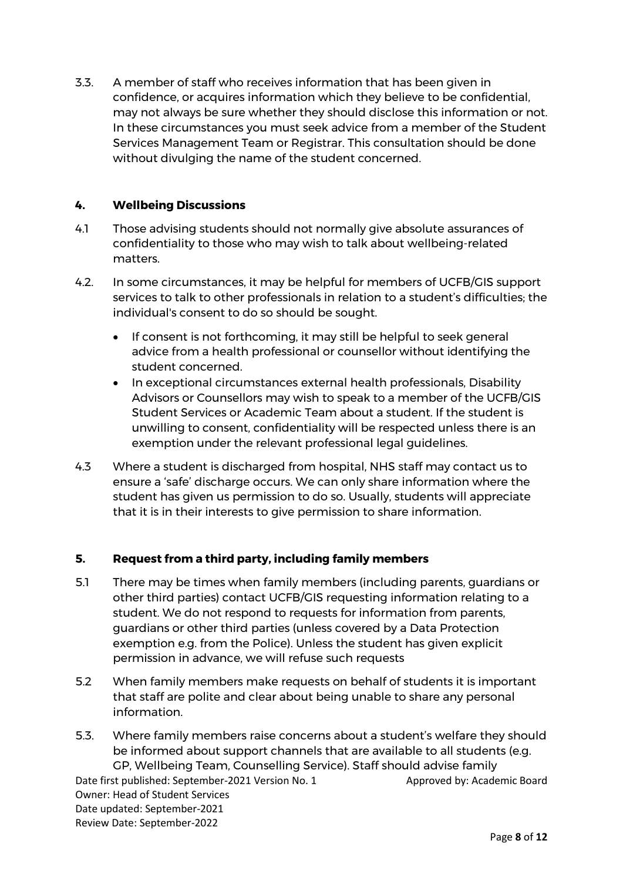3.3. A member of staff who receives information that has been given in confidence, or acquires information which they believe to be confidential, may not always be sure whether they should disclose this information or not. In these circumstances you must seek advice from a member of the Student Services Management Team or Registrar. This consultation should be done without divulging the name of the student concerned.

## 4. Wellbeing Discussions

4.1 Those advising students should not normally give absolute assurances of confidentiality to those who may wish to talk about wellbeing-related matters.

4.2. In some circumstances, it may be helpful for members of UCFB/GIS support services to talk to other professionals in relation to a student's difficulties; the individual's consent to do so should be sought.

- If consent is not forthcoming, it may still be helpful to seek general advice from a health professional or counsellor without identifying the student concerned.
- In exceptional circumstances external health professionals, Disability Advisors or Counsellors may wish to speak to a member of the UCFB/GIS Student Services or Academic Team about a student. If the student is unwilling to consent, confidentiality will be respected unless there is an exemption under the relevant professional legal guidelines.

4.3 Where a student is discharged from hospital, NHS staff may contact us to ensure a 'safe' discharge occurs. We can only share information where the student has given us permission to do so. Usually, students will appreciate that it is in their interests to give permission to share information.

## 5. Request from a third party, including family members

5.1 There may be times when family members (including parents, guardians or other third parties) contact UCFB/GIS requesting information relating to a student. We do not respond to requests for information from parents, guardians or other third parties (unless covered by a Data Protection exemption e.g. from the Police). Unless the student has given explicit permission in advance, we will refuse such requests

5.2 When family members make requests on behalf of students it is important that staff are polite and clear about being unable to share any personal information.

5.3. Where family members raise concerns about a student's welfare they should be informed about support channels that are available to all students (e.g. GP, Wellbeing Team, Counselling Service). Staff should advise family

Date first published: September-2021 Version No. 1
Approved by: Academic Board
Owner: Head of Student Services
Date updated: September-2021
Review Date: September-2022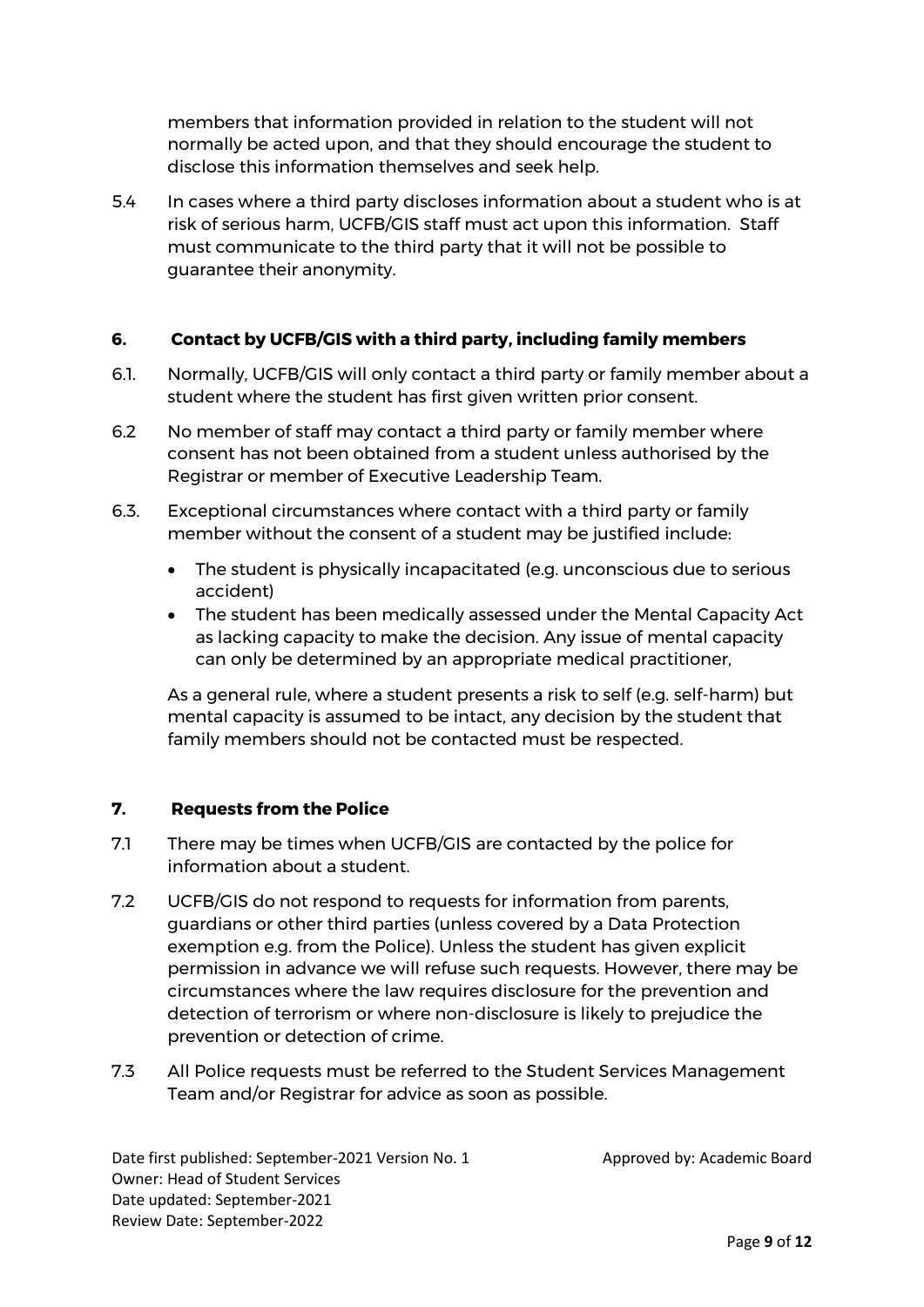members that information provided in relation to the student will not normally be acted upon, and that they should encourage the student to disclose this information themselves and seek help.

5.4 In cases where a third party discloses information about a student who is at risk of serious harm, UCFB/GIS staff must act upon this information. Staff must communicate to the third party that it will not be possible to guarantee their anonymity.

## 6. Contact by UCFB/GIS with a third party, including family members

6.1. Normally, UCFB/GIS will only contact a third party or family member about a student where the student has first given written prior consent.

6.2 No member of staff may contact a third party or family member where consent has not been obtained from a student unless authorised by the Registrar or member of Executive Leadership Team.

6.3. Exceptional circumstances where contact with a third party or family member without the consent of a student may be justified include:

- The student is physically incapacitated (e.g. unconscious due to serious accident)
- The student has been medically assessed under the Mental Capacity Act as lacking capacity to make the decision. Any issue of mental capacity can only be determined by an appropriate medical practitioner,

As a general rule, where a student presents a risk to self (e.g. self-harm) but mental capacity is assumed to be intact, any decision by the student that family members should not be contacted must be respected.

## 7. Requests from the Police

7.1 There may be times when UCFB/GIS are contacted by the police for information about a student.

7.2 UCFB/GIS do not respond to requests for information from parents, guardians or other third parties (unless covered by a Data Protection exemption e.g. from the Police). Unless the student has given explicit permission in advance we will refuse such requests. However, there may be circumstances where the law requires disclosure for the prevention and detection of terrorism or where non-disclosure is likely to prejudice the prevention or detection of crime.

7.3 All Police requests must be referred to the Student Services Management Team and/or Registrar for advice as soon as possible.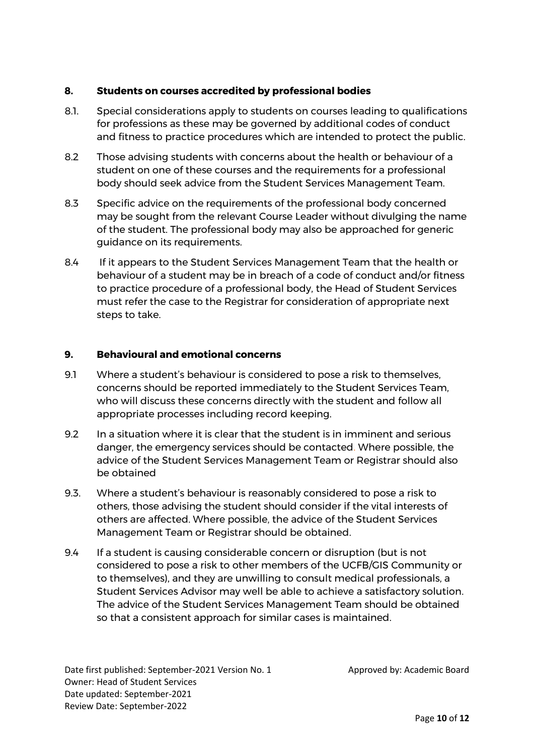## 8. Students on courses accredited by professional bodies

8.1. Special considerations apply to students on courses leading to qualifications for professions as these may be governed by additional codes of conduct and fitness to practice procedures which are intended to protect the public.

8.2 Those advising students with concerns about the health or behaviour of a student on one of these courses and the requirements for a professional body should seek advice from the Student Services Management Team.

8.3 Specific advice on the requirements of the professional body concerned may be sought from the relevant Course Leader without divulging the name of the student. The professional body may also be approached for generic guidance on its requirements.

8.4 If it appears to the Student Services Management Team that the health or behaviour of a student may be in breach of a code of conduct and/or fitness to practice procedure of a professional body, the Head of Student Services must refer the case to the Registrar for consideration of appropriate next steps to take.

## 9. Behavioural and emotional concerns

9.1 Where a student's behaviour is considered to pose a risk to themselves, concerns should be reported immediately to the Student Services Team, who will discuss these concerns directly with the student and follow all appropriate processes including record keeping.

9.2 In a situation where it is clear that the student is in imminent and serious danger, the emergency services should be contacted. Where possible, the advice of the Student Services Management Team or Registrar should also be obtained

9.3. Where a student's behaviour is reasonably considered to pose a risk to others, those advising the student should consider if the vital interests of others are affected. Where possible, the advice of the Student Services Management Team or Registrar should be obtained.

9.4 If a student is causing considerable concern or disruption (but is not considered to pose a risk to other members of the UCFB/GIS Community or to themselves), and they are unwilling to consult medical professionals, a Student Services Advisor may well be able to achieve a satisfactory solution. The advice of the Student Services Management Team should be obtained so that a consistent approach for similar cases is maintained.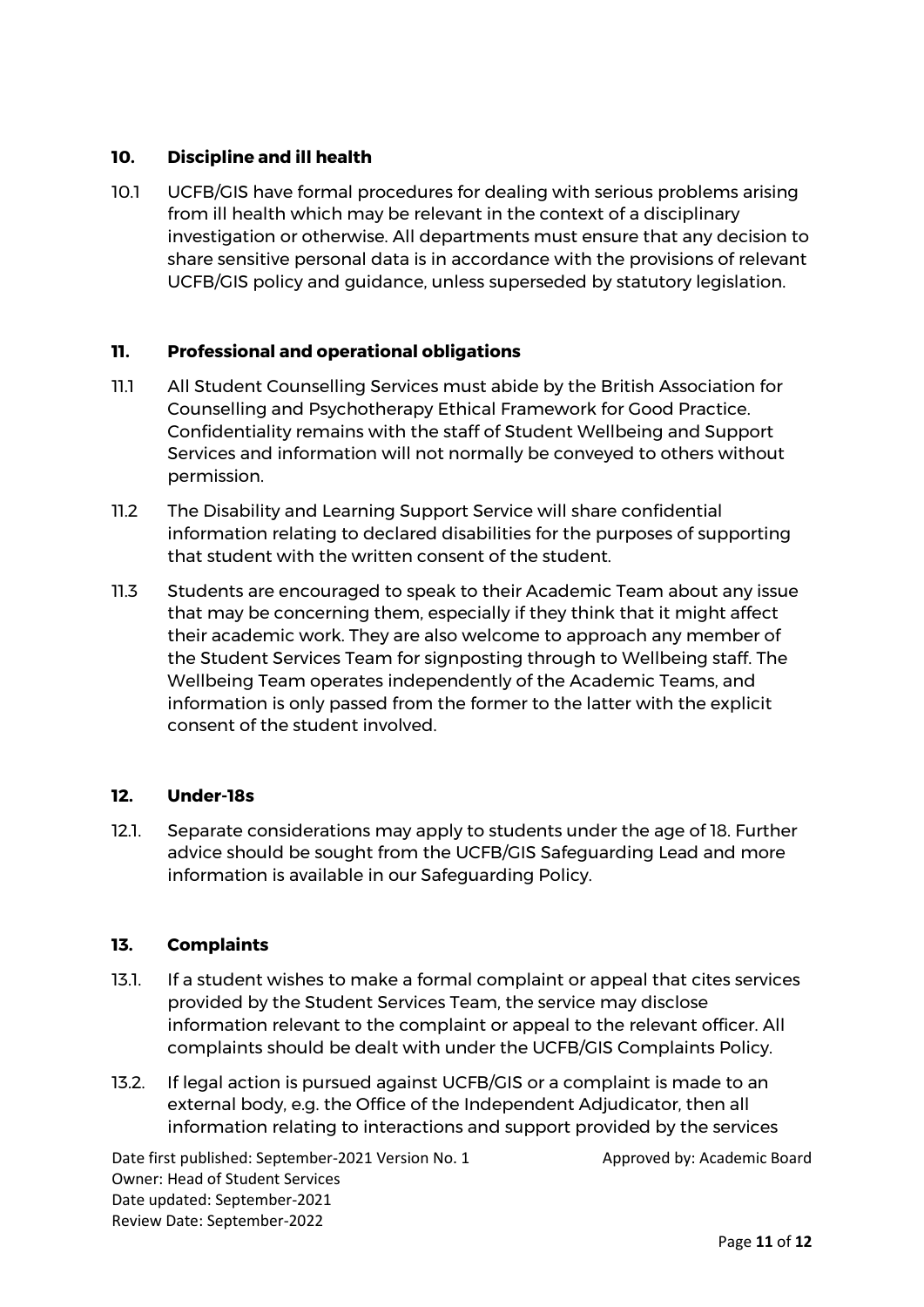## 10. Discipline and ill health

10.1 UCFB/GIS have formal procedures for dealing with serious problems arising from ill health which may be relevant in the context of a disciplinary investigation or otherwise. All departments must ensure that any decision to share sensitive personal data is in accordance with the provisions of relevant UCFB/GIS policy and guidance, unless superseded by statutory legislation.

## 11. Professional and operational obligations

11.1 All Student Counselling Services must abide by the British Association for Counselling and Psychotherapy Ethical Framework for Good Practice. Confidentiality remains with the staff of Student Wellbeing and Support Services and information will not normally be conveyed to others without permission.

11.2 The Disability and Learning Support Service will share confidential information relating to declared disabilities for the purposes of supporting that student with the written consent of the student.

11.3 Students are encouraged to speak to their Academic Team about any issue that may be concerning them, especially if they think that it might affect their academic work. They are also welcome to approach any member of the Student Services Team for signposting through to Wellbeing staff. The Wellbeing Team operates independently of the Academic Teams, and information is only passed from the former to the latter with the explicit consent of the student involved.

## 12. Under-18s

12.1. Separate considerations may apply to students under the age of 18. Further advice should be sought from the UCFB/GIS Safeguarding Lead and more information is available in our Safeguarding Policy.

## 13. Complaints

13.1. If a student wishes to make a formal complaint or appeal that cites services provided by the Student Services Team, the service may disclose information relevant to the complaint or appeal to the relevant officer. All complaints should be dealt with under the UCFB/GIS Complaints Policy.

13.2. If legal action is pursued against UCFB/GIS or a complaint is made to an external body, e.g. the Office of the Independent Adjudicator, then all information relating to interactions and support provided by the services

Date first published: September-2021 Version No. 1 Approved by: Academic Board
Owner: Head of Student Services
Date updated: September-2021
Review Date: September-2022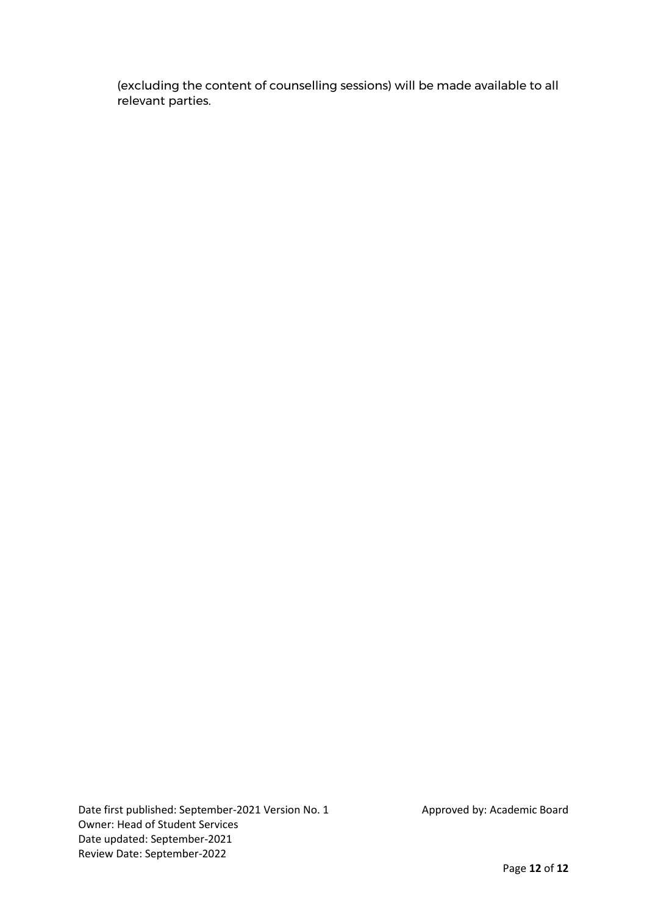(excluding the content of counselling sessions) will be made available to all relevant parties.